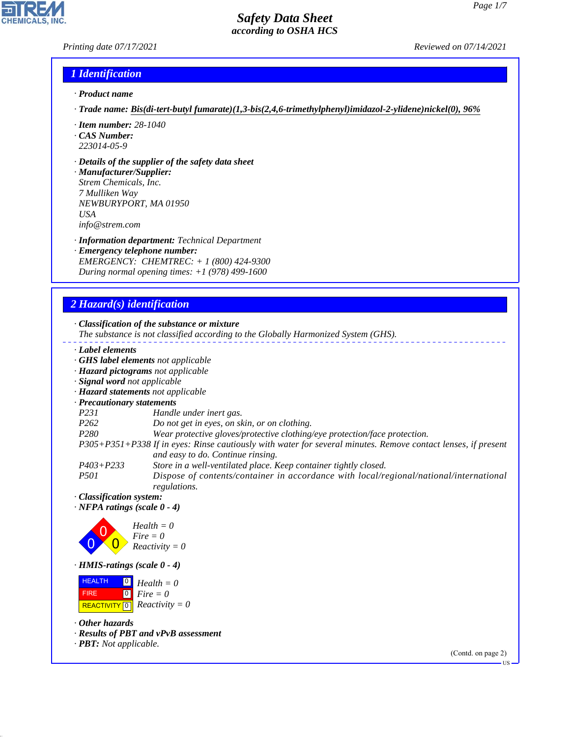# Safety Data Sheet
## according to OSHA HCS

Printing date 07/17/2021 Reviewed on 07/14/2021

## 1 Identification

· **Product name**

· **Trade name:** Bis(di-tert-butyl fumarate)(1,3-bis(2,4,6-trimethylphenyl)imidazol-2-ylidene)nickel(0), 96%

· **Item number:** 28-1040
· **CAS Number:**
223014-05-9

· **Details of the supplier of the safety data sheet**
· **Manufacturer/Supplier:**
Strem Chemicals, Inc.
7 Mulliken Way
NEWBURYPORT, MA 01950
USA
info@strem.com

· **Information department:** Technical Department
· **Emergency telephone number:**
EMERGENCY: CHEMTREC: + 1 (800) 424-9300
During normal opening times: +1 (978) 499-1600

## 2 Hazard(s) identification

· **Classification of the substance or mixture**
The substance is not classified according to the Globally Harmonized System (GHS).

· **Label elements**
· **GHS label elements** not applicable
· **Hazard pictograms** not applicable
· **Signal word** not applicable
· **Hazard statements** not applicable
· **Precautionary statements**

| | |
|---|---|
| P231 | Handle under inert gas. |
| P262 | Do not get in eyes, on skin, or on clothing. |
| P280 | Wear protective gloves/protective clothing/eye protection/face protection. |
| P305+P351+P338 | If in eyes: Rinse cautiously with water for several minutes. Remove contact lenses, if present and easy to do. Continue rinsing. |
| P403+P233 | Store in a well-ventilated place. Keep container tightly closed. |
| P501 | Dispose of contents/container in accordance with local/regional/national/international regulations. |

· **Classification system:**
· **NFPA ratings (scale 0 - 4)**

Health = 0
Fire = 0
Reactivity = 0

· **HMIS-ratings (scale 0 - 4)**

HEALTH 0 Health = 0
FIRE 0 Fire = 0
REACTIVITY 0 Reactivity = 0

· **Other hazards**
· **Results of PBT and vPvB assessment**
· **PBT:** Not applicable.

(Contd. on page 2)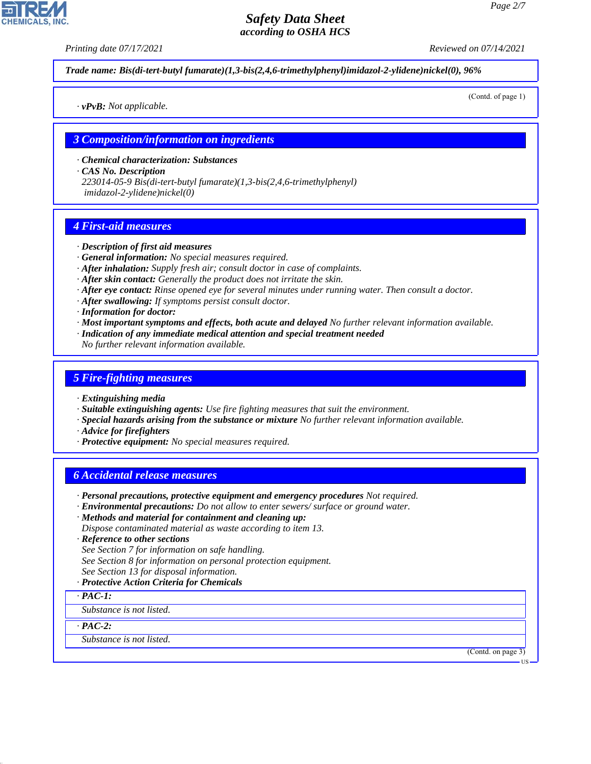**Trade name: Bis(di-tert-butyl fumarate)(1,3-bis(2,4,6-trimethylphenyl)imidazol-2-ylidene)nickel(0), 96%**

(Contd. of page 1)

· **vPvB:** Not applicable.

## 3 Composition/information on ingredients

· **Chemical characterization: Substances**
· **CAS No. Description**
223014-05-9 Bis(di-tert-butyl fumarate)(1,3-bis(2,4,6-trimethylphenyl) imidazol-2-ylidene)nickel(0)

## 4 First-aid measures

· **Description of first aid measures**
· **General information:** No special measures required.
· **After inhalation:** Supply fresh air; consult doctor in case of complaints.
· **After skin contact:** Generally the product does not irritate the skin.
· **After eye contact:** Rinse opened eye for several minutes under running water. Then consult a doctor.
· **After swallowing:** If symptoms persist consult doctor.
· **Information for doctor:**
· **Most important symptoms and effects, both acute and delayed** No further relevant information available.
· **Indication of any immediate medical attention and special treatment needed**
No further relevant information available.

## 5 Fire-fighting measures

· **Extinguishing media**
· **Suitable extinguishing agents:** Use fire fighting measures that suit the environment.
· **Special hazards arising from the substance or mixture** No further relevant information available.
· **Advice for firefighters**
· **Protective equipment:** No special measures required.

## 6 Accidental release measures

· **Personal precautions, protective equipment and emergency procedures** Not required.
· **Environmental precautions:** Do not allow to enter sewers/ surface or ground water.
· **Methods and material for containment and cleaning up:**
Dispose contaminated material as waste according to item 13.
· **Reference to other sections**
See Section 7 for information on safe handling.
See Section 8 for information on personal protection equipment.
See Section 13 for disposal information.
· **Protective Action Criteria for Chemicals**

· **PAC-1:**
Substance is not listed.

· **PAC-2:**
Substance is not listed.

(Contd. on page 3)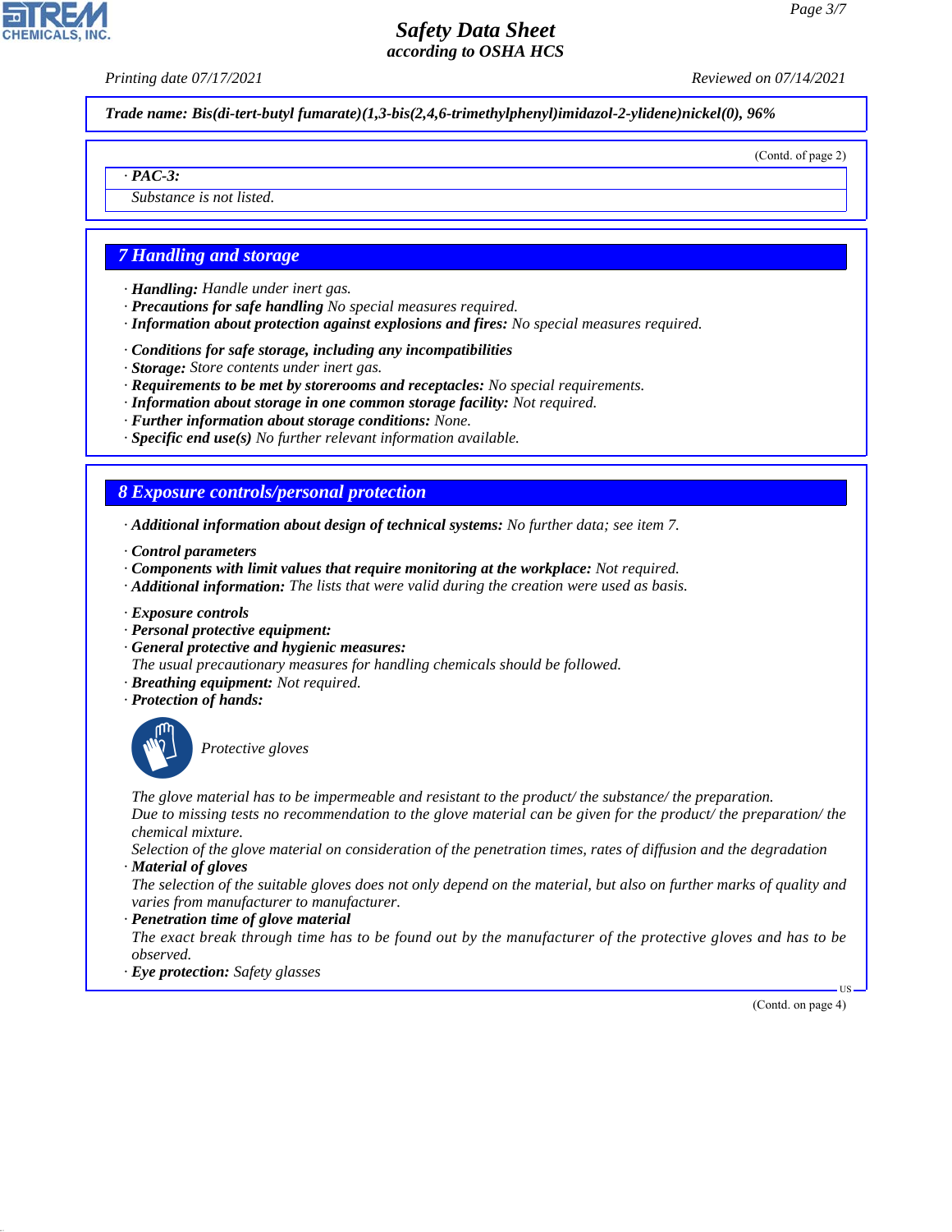**Trade name: Bis(di-tert-butyl fumarate)(1,3-bis(2,4,6-trimethylphenyl)imidazol-2-ylidene)nickel(0), 96%**

(Contd. of page 2)

· **PAC-3:**

Substance is not listed.

## 7 Handling and storage

· **Handling:** Handle under inert gas.
· **Precautions for safe handling** No special measures required.
· **Information about protection against explosions and fires:** No special measures required.

· **Conditions for safe storage, including any incompatibilities**
· **Storage:** Store contents under inert gas.
· **Requirements to be met by storerooms and receptacles:** No special requirements.
· **Information about storage in one common storage facility:** Not required.
· **Further information about storage conditions:** None.
· **Specific end use(s)** No further relevant information available.

## 8 Exposure controls/personal protection

· **Additional information about design of technical systems:** No further data; see item 7.

· **Control parameters**
· **Components with limit values that require monitoring at the workplace:** Not required.
· **Additional information:** The lists that were valid during the creation were used as basis.

· **Exposure controls**
· **Personal protective equipment:**
· **General protective and hygienic measures:**
The usual precautionary measures for handling chemicals should be followed.
· **Breathing equipment:** Not required.
· **Protection of hands:**

Protective gloves

The glove material has to be impermeable and resistant to the product/ the substance/ the preparation.
Due to missing tests no recommendation to the glove material can be given for the product/ the preparation/ the chemical mixture.
Selection of the glove material on consideration of the penetration times, rates of diffusion and the degradation
· **Material of gloves**
The selection of the suitable gloves does not only depend on the material, but also on further marks of quality and varies from manufacturer to manufacturer.
· **Penetration time of glove material**
The exact break through time has to be found out by the manufacturer of the protective gloves and has to be observed.
· **Eye protection:** Safety glasses

(Contd. on page 4)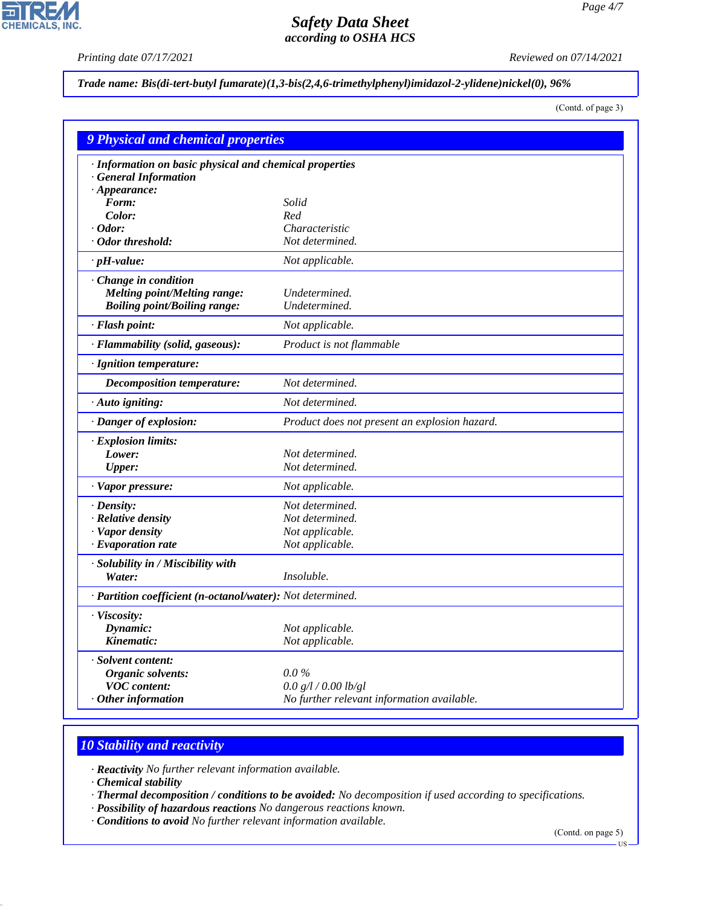**Trade name: Bis(di-tert-butyl fumarate)(1,3-bis(2,4,6-trimethylphenyl)imidazol-2-ylidene)nickel(0), 96%**

(Contd. of page 3)

## 9 Physical and chemical properties

| | |
|---|---|
| · **Information on basic physical and chemical properties** | |
| · **General Information** | |
| · **Appearance:** | |
| **Form:** | Solid |
| **Color:** | Red |
| · **Odor:** | Characteristic |
| · **Odor threshold:** | Not determined. |
| · **pH-value:** | Not applicable. |
| · **Change in condition** | |
| **Melting point/Melting range:** | Undetermined. |
| **Boiling point/Boiling range:** | Undetermined. |
| · **Flash point:** | Not applicable. |
| · **Flammability (solid, gaseous):** | Product is not flammable |
| · **Ignition temperature:** | |
| **Decomposition temperature:** | Not determined. |
| · **Auto igniting:** | Not determined. |
| · **Danger of explosion:** | Product does not present an explosion hazard. |
| · **Explosion limits:** | |
| **Lower:** | Not determined. |
| **Upper:** | Not determined. |
| · **Vapor pressure:** | Not applicable. |
| · **Density:** | Not determined. |
| · **Relative density** | Not determined. |
| · **Vapor density** | Not applicable. |
| · **Evaporation rate** | Not applicable. |
| · **Solubility in / Miscibility with** | |
| **Water:** | Insoluble. |
| · **Partition coefficient (n-octanol/water):** | Not determined. |
| · **Viscosity:** | |
| **Dynamic:** | Not applicable. |
| **Kinematic:** | Not applicable. |
| · **Solvent content:** | |
| **Organic solvents:** | 0.0 % |
| **VOC content:** | 0.0 g/l / 0.00 lb/gl |
| · **Other information** | No further relevant information available. |

## 10 Stability and reactivity

· **Reactivity** No further relevant information available.
· **Chemical stability**
· **Thermal decomposition / conditions to be avoided:** No decomposition if used according to specifications.
· **Possibility of hazardous reactions** No dangerous reactions known.
· **Conditions to avoid** No further relevant information available.

(Contd. on page 5)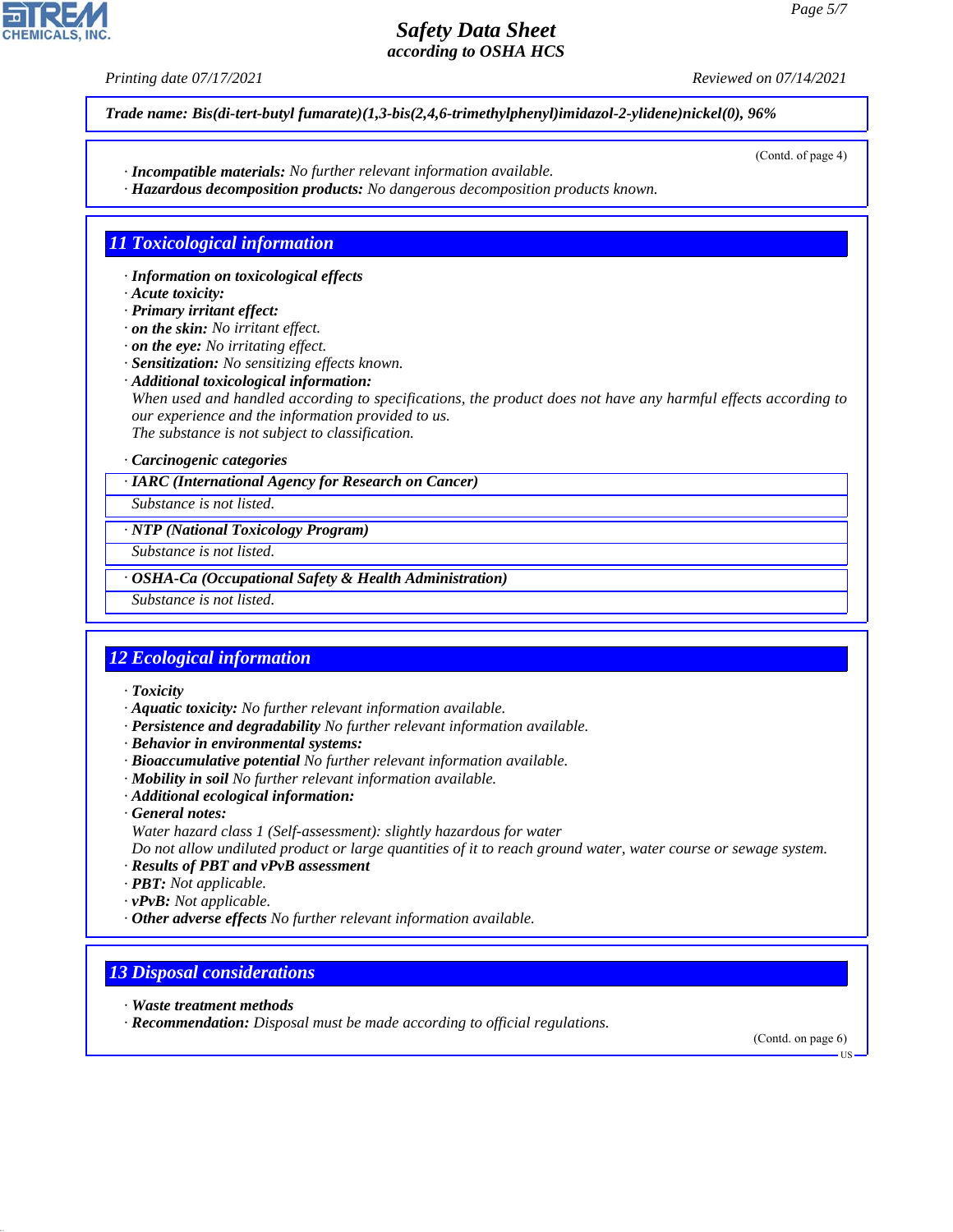**Trade name: Bis(di-tert-butyl fumarate)(1,3-bis(2,4,6-trimethylphenyl)imidazol-2-ylidene)nickel(0), 96%**

(Contd. of page 4)

· **Incompatible materials:** No further relevant information available.
· **Hazardous decomposition products:** No dangerous decomposition products known.

## 11 Toxicological information

· **Information on toxicological effects**
· **Acute toxicity:**
· **Primary irritant effect:**
· **on the skin:** No irritant effect.
· **on the eye:** No irritating effect.
· **Sensitization:** No sensitizing effects known.
· **Additional toxicological information:**
When used and handled according to specifications, the product does not have any harmful effects according to our experience and the information provided to us.
The substance is not subject to classification.

· **Carcinogenic categories**

· **IARC (International Agency for Research on Cancer)**
Substance is not listed.

· **NTP (National Toxicology Program)**
Substance is not listed.

· **OSHA-Ca (Occupational Safety & Health Administration)**
Substance is not listed.

## 12 Ecological information

· **Toxicity**
· **Aquatic toxicity:** No further relevant information available.
· **Persistence and degradability** No further relevant information available.
· **Behavior in environmental systems:**
· **Bioaccumulative potential** No further relevant information available.
· **Mobility in soil** No further relevant information available.
· **Additional ecological information:**
· **General notes:**
Water hazard class 1 (Self-assessment): slightly hazardous for water
Do not allow undiluted product or large quantities of it to reach ground water, water course or sewage system.
· **Results of PBT and vPvB assessment**
· **PBT:** Not applicable.
· **vPvB:** Not applicable.
· **Other adverse effects** No further relevant information available.

## 13 Disposal considerations

· **Waste treatment methods**
· **Recommendation:** Disposal must be made according to official regulations.

(Contd. on page 6)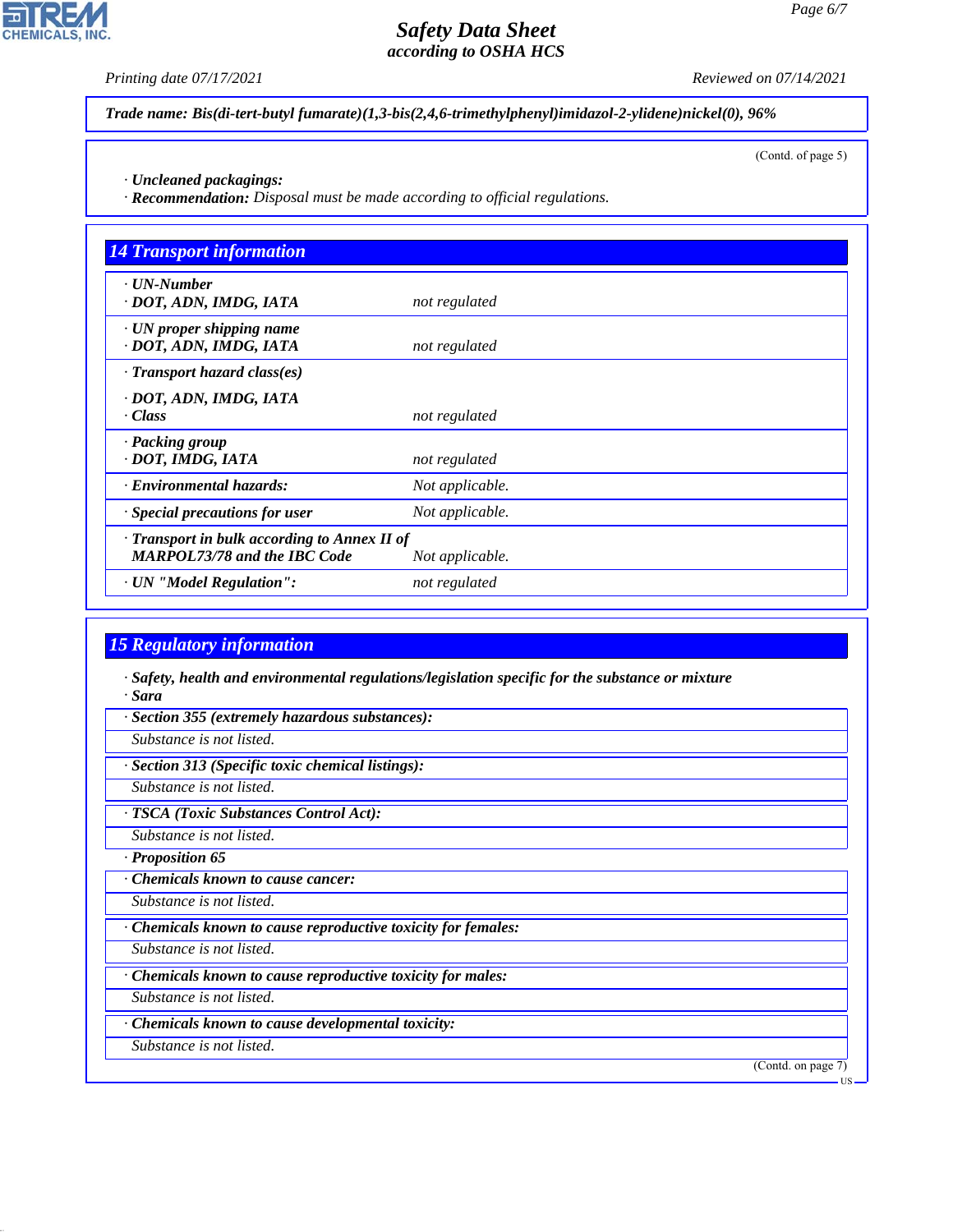Trade name: Bis(di-tert-butyl fumarate)(1,3-bis(2,4,6-trimethylphenyl)imidazol-2-ylidene)nickel(0), 96%

(Contd. of page 5)

· **Uncleaned packagings:**
· **Recommendation:** Disposal must be made according to official regulations.

## 14 Transport information

| | |
|---|---|
| · **UN-Number** · **DOT, ADN, IMDG, IATA** | not regulated |
| · **UN proper shipping name** · **DOT, ADN, IMDG, IATA** | not regulated |
| · **Transport hazard class(es)** · **DOT, ADN, IMDG, IATA** · **Class** | not regulated |
| · **Packing group** · **DOT, IMDG, IATA** | not regulated |
| · **Environmental hazards:** | Not applicable. |
| · **Special precautions for user** | Not applicable. |
| · **Transport in bulk according to Annex II of MARPOL73/78 and the IBC Code** | Not applicable. |
| · **UN "Model Regulation":** | not regulated |

## 15 Regulatory information

· **Safety, health and environmental regulations/legislation specific for the substance or mixture**
· **Sara**

· **Section 355 (extremely hazardous substances):**
Substance is not listed.

· **Section 313 (Specific toxic chemical listings):**
Substance is not listed.

· **TSCA (Toxic Substances Control Act):**
Substance is not listed.

· **Proposition 65**

· **Chemicals known to cause cancer:**
Substance is not listed.

· **Chemicals known to cause reproductive toxicity for females:**
Substance is not listed.

· **Chemicals known to cause reproductive toxicity for males:**
Substance is not listed.

· **Chemicals known to cause developmental toxicity:**
Substance is not listed.

(Contd. on page 7)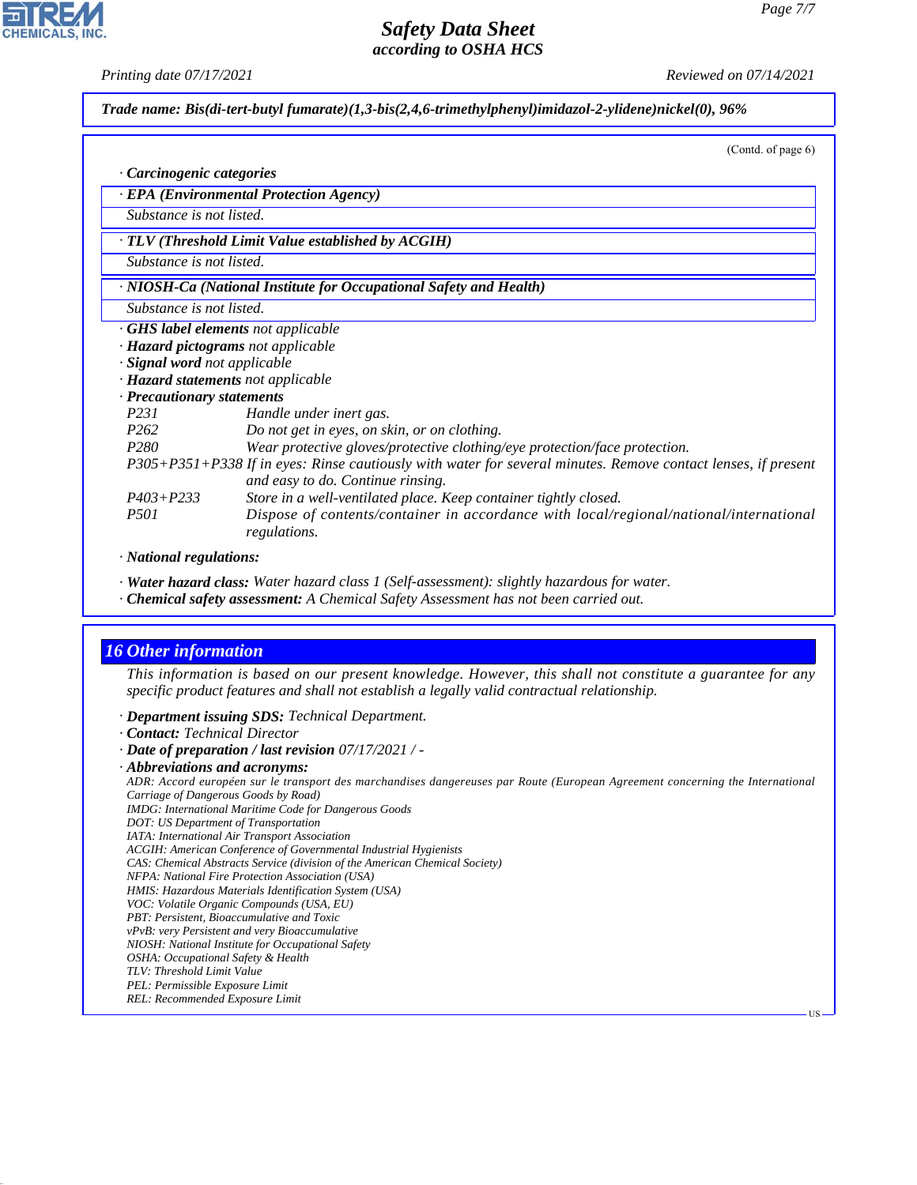**Trade name: Bis(di-tert-butyl fumarate)(1,3-bis(2,4,6-trimethylphenyl)imidazol-2-ylidene)nickel(0), 96%**

(Contd. of page 6)

· **Carcinogenic categories**

· **EPA (Environmental Protection Agency)**

Substance is not listed.

· **TLV (Threshold Limit Value established by ACGIH)**

Substance is not listed.

· **NIOSH-Ca (National Institute for Occupational Safety and Health)**

Substance is not listed.

· **GHS label elements** not applicable
· **Hazard pictograms** not applicable
· **Signal word** not applicable
· **Hazard statements** not applicable
· **Precautionary statements**

| | |
|---|---|
| P231 | Handle under inert gas. |
| P262 | Do not get in eyes, on skin, or on clothing. |
| P280 | Wear protective gloves/protective clothing/eye protection/face protection. |
| P305+P351+P338 | If in eyes: Rinse cautiously with water for several minutes. Remove contact lenses, if present and easy to do. Continue rinsing. |
| P403+P233 | Store in a well-ventilated place. Keep container tightly closed. |
| P501 | Dispose of contents/container in accordance with local/regional/national/international regulations. |

· **National regulations:**

· **Water hazard class:** Water hazard class 1 (Self-assessment): slightly hazardous for water.
· **Chemical safety assessment:** A Chemical Safety Assessment has not been carried out.

## 16 Other information

This information is based on our present knowledge. However, this shall not constitute a guarantee for any specific product features and shall not establish a legally valid contractual relationship.

· **Department issuing SDS:** Technical Department.
· **Contact:** Technical Director
· **Date of preparation / last revision** 07/17/2021 / -
· **Abbreviations and acronyms:**

ADR: Accord européen sur le transport des marchandises dangereuses par Route (European Agreement concerning the International Carriage of Dangerous Goods by Road)
IMDG: International Maritime Code for Dangerous Goods
DOT: US Department of Transportation
IATA: International Air Transport Association
ACGIH: American Conference of Governmental Industrial Hygienists
CAS: Chemical Abstracts Service (division of the American Chemical Society)
NFPA: National Fire Protection Association (USA)
HMIS: Hazardous Materials Identification System (USA)
VOC: Volatile Organic Compounds (USA, EU)
PBT: Persistent, Bioaccumulative and Toxic
vPvB: very Persistent and very Bioaccumulative
NIOSH: National Institute for Occupational Safety
OSHA: Occupational Safety & Health
TLV: Threshold Limit Value
PEL: Permissible Exposure Limit
REL: Recommended Exposure Limit